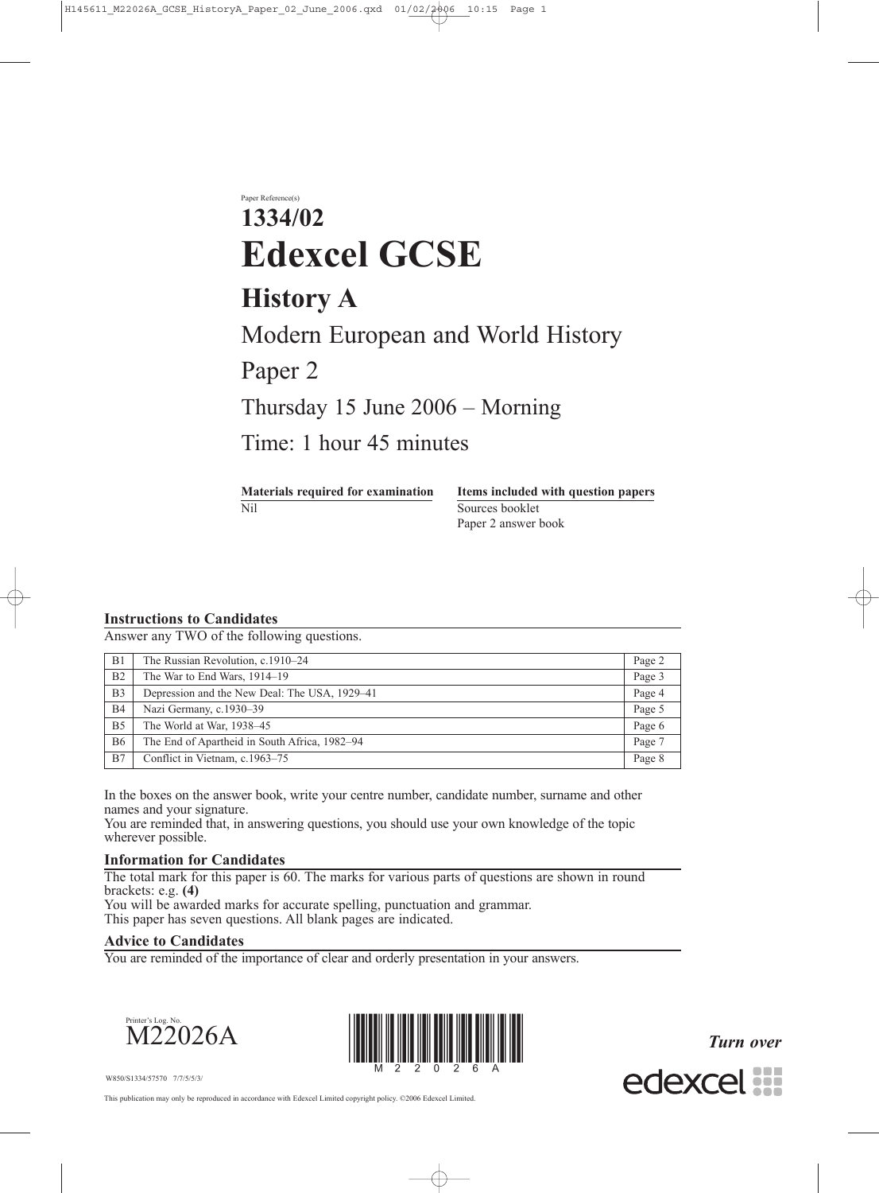Paper Reference(s)

# 1334/02

# Edexcel GCSE

## History A

## Modern European and World History

## Paper 2

## Thursday 15 June 2006 – Morning

## Time: 1 hour 45 minutes

| **Materials required for examination** | **Items included with question papers** |
| --- | --- |
| Nil | Sources booklet<br>Paper 2 answer book |

### Instructions to Candidates

Answer any TWO of the following questions.

| | | |
| --- | --- | --- |
| B1 | The Russian Revolution, c.1910–24 | Page 2 |
| B2 | The War to End Wars, 1914–19 | Page 3 |
| B3 | Depression and the New Deal: The USA, 1929–41 | Page 4 |
| B4 | Nazi Germany, c.1930–39 | Page 5 |
| B5 | The World at War, 1938–45 | Page 6 |
| B6 | The End of Apartheid in South Africa, 1982–94 | Page 7 |
| B7 | Conflict in Vietnam, c.1963–75 | Page 8 |

In the boxes on the answer book, write your centre number, candidate number, surname and other names and your signature.
You are reminded that, in answering questions, you should use your own knowledge of the topic wherever possible.

### Information for Candidates

The total mark for this paper is 60. The marks for various parts of questions are shown in round brackets: e.g. **(4)**
You will be awarded marks for accurate spelling, punctuation and grammar.
This paper has seven questions. All blank pages are indicated.

### Advice to Candidates

You are reminded of the importance of clear and orderly presentation in your answers.

Printer's Log. No.
M22026A

W850/S1334/57570 7/7/5/5/3/

*Turn over*

This publication may only be reproduced in accordance with Edexcel Limited copyright policy. ©2006 Edexcel Limited.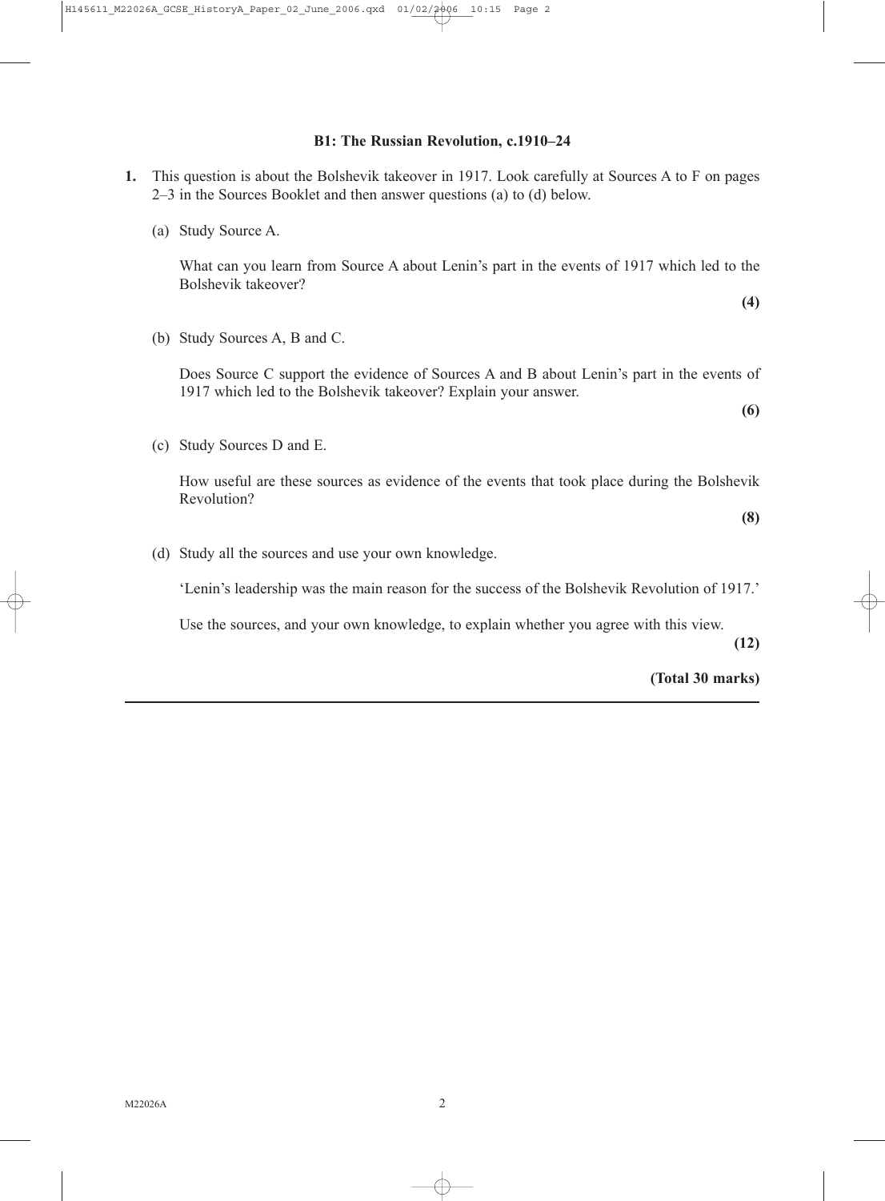## B1: The Russian Revolution, c.1910–24

**1.** This question is about the Bolshevik takeover in 1917. Look carefully at Sources A to F on pages 2–3 in the Sources Booklet and then answer questions (a) to (d) below.

(a) Study Source A.

What can you learn from Source A about Lenin's part in the events of 1917 which led to the Bolshevik takeover?

**(4)**

(b) Study Sources A, B and C.

Does Source C support the evidence of Sources A and B about Lenin's part in the events of 1917 which led to the Bolshevik takeover? Explain your answer.

**(6)**

(c) Study Sources D and E.

How useful are these sources as evidence of the events that took place during the Bolshevik Revolution?

**(8)**

(d) Study all the sources and use your own knowledge.

'Lenin's leadership was the main reason for the success of the Bolshevik Revolution of 1917.'

Use the sources, and your own knowledge, to explain whether you agree with this view.

**(12)**

**(Total 30 marks)**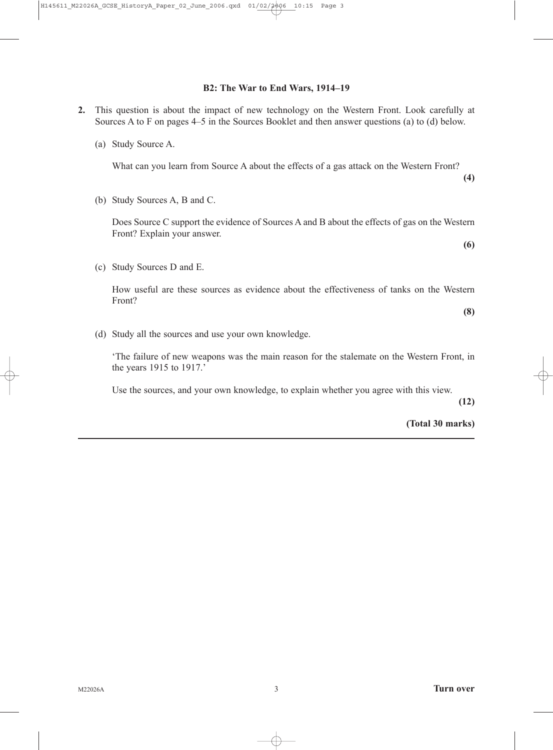## B2: The War to End Wars, 1914–19

**2.** This question is about the impact of new technology on the Western Front. Look carefully at Sources A to F on pages 4–5 in the Sources Booklet and then answer questions (a) to (d) below.

(a) Study Source A.

What can you learn from Source A about the effects of a gas attack on the Western Front?

**(4)**

(b) Study Sources A, B and C.

Does Source C support the evidence of Sources A and B about the effects of gas on the Western Front? Explain your answer.

**(6)**

(c) Study Sources D and E.

How useful are these sources as evidence about the effectiveness of tanks on the Western Front?

**(8)**

(d) Study all the sources and use your own knowledge.

'The failure of new weapons was the main reason for the stalemate on the Western Front, in the years 1915 to 1917.'

Use the sources, and your own knowledge, to explain whether you agree with this view.

**(12)**

**(Total 30 marks)**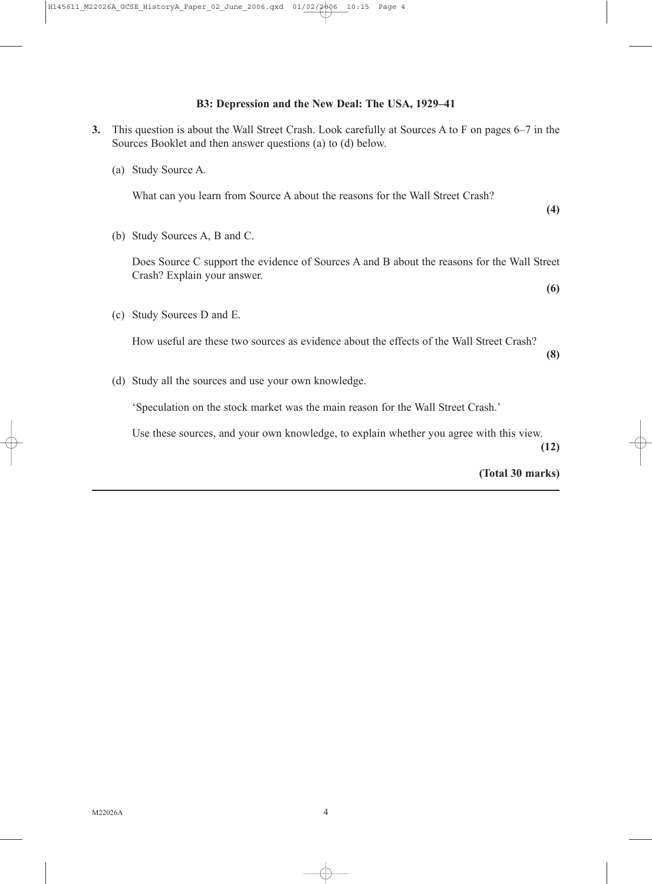**B3: Depression and the New Deal: The USA, 1929–41**

**3.** This question is about the Wall Street Crash. Look carefully at Sources A to F on pages 6–7 in the Sources Booklet and then answer questions (a) to (d) below.

(a) Study Source A.

What can you learn from Source A about the reasons for the Wall Street Crash?

**(4)**

(b) Study Sources A, B and C.

Does Source C support the evidence of Sources A and B about the reasons for the Wall Street Crash? Explain your answer.

**(6)**

(c) Study Sources D and E.

How useful are these two sources as evidence about the effects of the Wall Street Crash?

**(8)**

(d) Study all the sources and use your own knowledge.

'Speculation on the stock market was the main reason for the Wall Street Crash.'

Use these sources, and your own knowledge, to explain whether you agree with this view.

**(12)**

**(Total 30 marks)**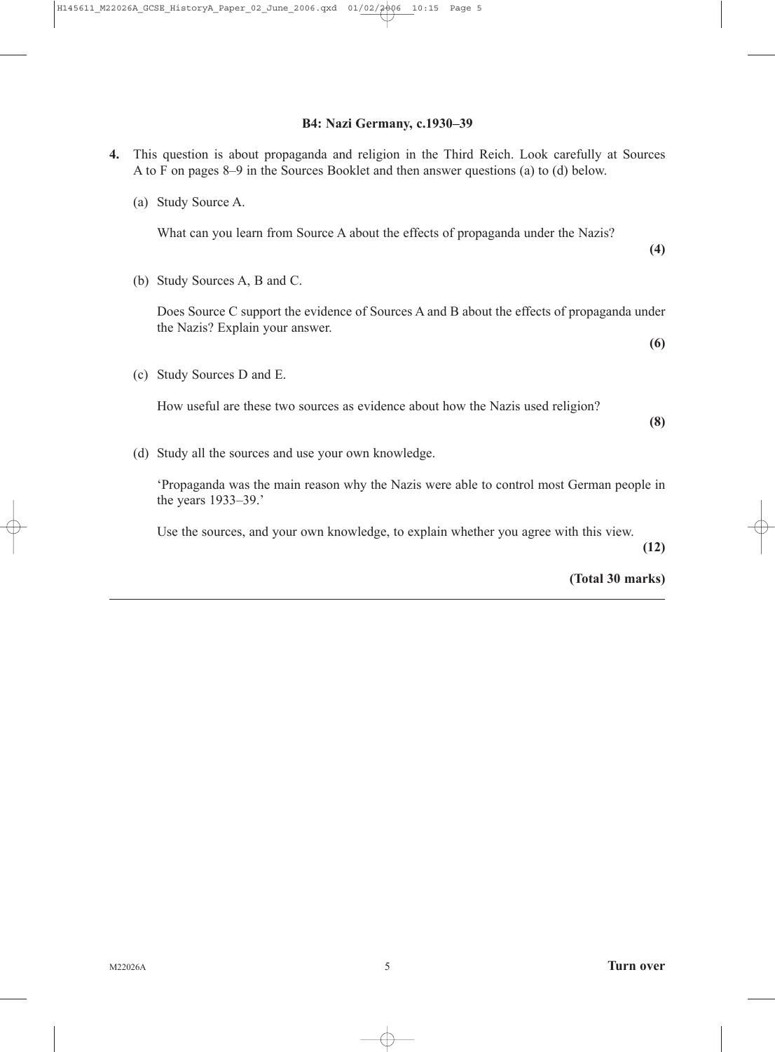## B4: Nazi Germany, c.1930–39

**4.** This question is about propaganda and religion in the Third Reich. Look carefully at Sources A to F on pages 8–9 in the Sources Booklet and then answer questions (a) to (d) below.

(a) Study Source A.

What can you learn from Source A about the effects of propaganda under the Nazis?

**(4)**

(b) Study Sources A, B and C.

Does Source C support the evidence of Sources A and B about the effects of propaganda under the Nazis? Explain your answer.

**(6)**

(c) Study Sources D and E.

How useful are these two sources as evidence about how the Nazis used religion?

**(8)**

(d) Study all the sources and use your own knowledge.

'Propaganda was the main reason why the Nazis were able to control most German people in the years 1933–39.'

Use the sources, and your own knowledge, to explain whether you agree with this view.

**(12)**

**(Total 30 marks)**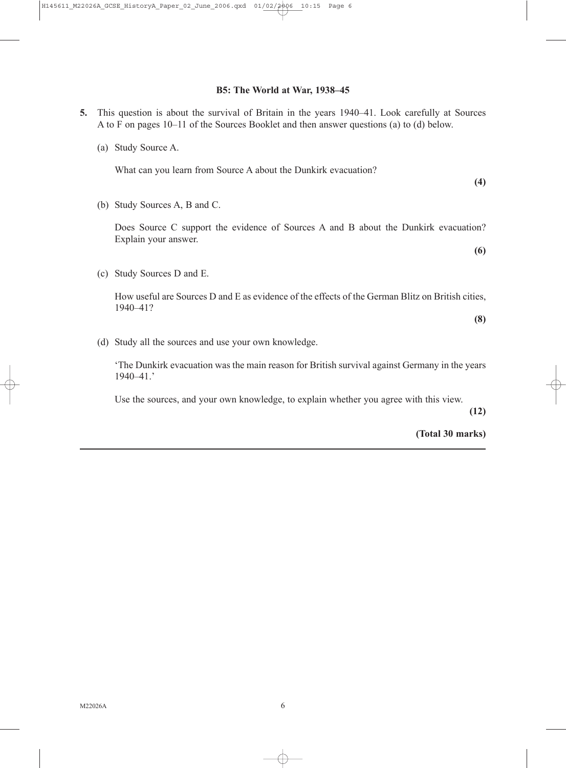## B5: The World at War, 1938–45

**5.** This question is about the survival of Britain in the years 1940–41. Look carefully at Sources A to F on pages 10–11 of the Sources Booklet and then answer questions (a) to (d) below.

(a) Study Source A.

What can you learn from Source A about the Dunkirk evacuation?

**(4)**

(b) Study Sources A, B and C.

Does Source C support the evidence of Sources A and B about the Dunkirk evacuation? Explain your answer.

**(6)**

(c) Study Sources D and E.

How useful are Sources D and E as evidence of the effects of the German Blitz on British cities, 1940–41?

**(8)**

(d) Study all the sources and use your own knowledge.

'The Dunkirk evacuation was the main reason for British survival against Germany in the years 1940–41.'

Use the sources, and your own knowledge, to explain whether you agree with this view.

**(12)**

**(Total 30 marks)**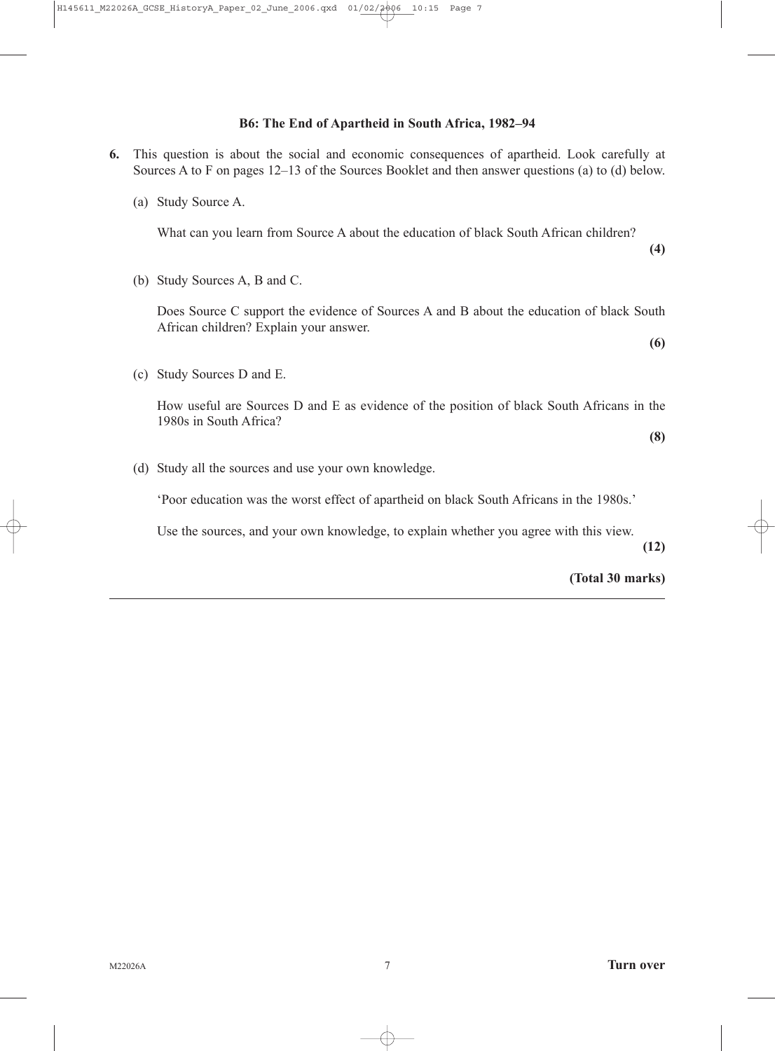**B6: The End of Apartheid in South Africa, 1982–94**

**6.** This question is about the social and economic consequences of apartheid. Look carefully at Sources A to F on pages 12–13 of the Sources Booklet and then answer questions (a) to (d) below.

(a) Study Source A.

What can you learn from Source A about the education of black South African children?

**(4)**

(b) Study Sources A, B and C.

Does Source C support the evidence of Sources A and B about the education of black South African children? Explain your answer.

**(6)**

(c) Study Sources D and E.

How useful are Sources D and E as evidence of the position of black South Africans in the 1980s in South Africa?

**(8)**

(d) Study all the sources and use your own knowledge.

'Poor education was the worst effect of apartheid on black South Africans in the 1980s.'

Use the sources, and your own knowledge, to explain whether you agree with this view.

**(12)**

**(Total 30 marks)**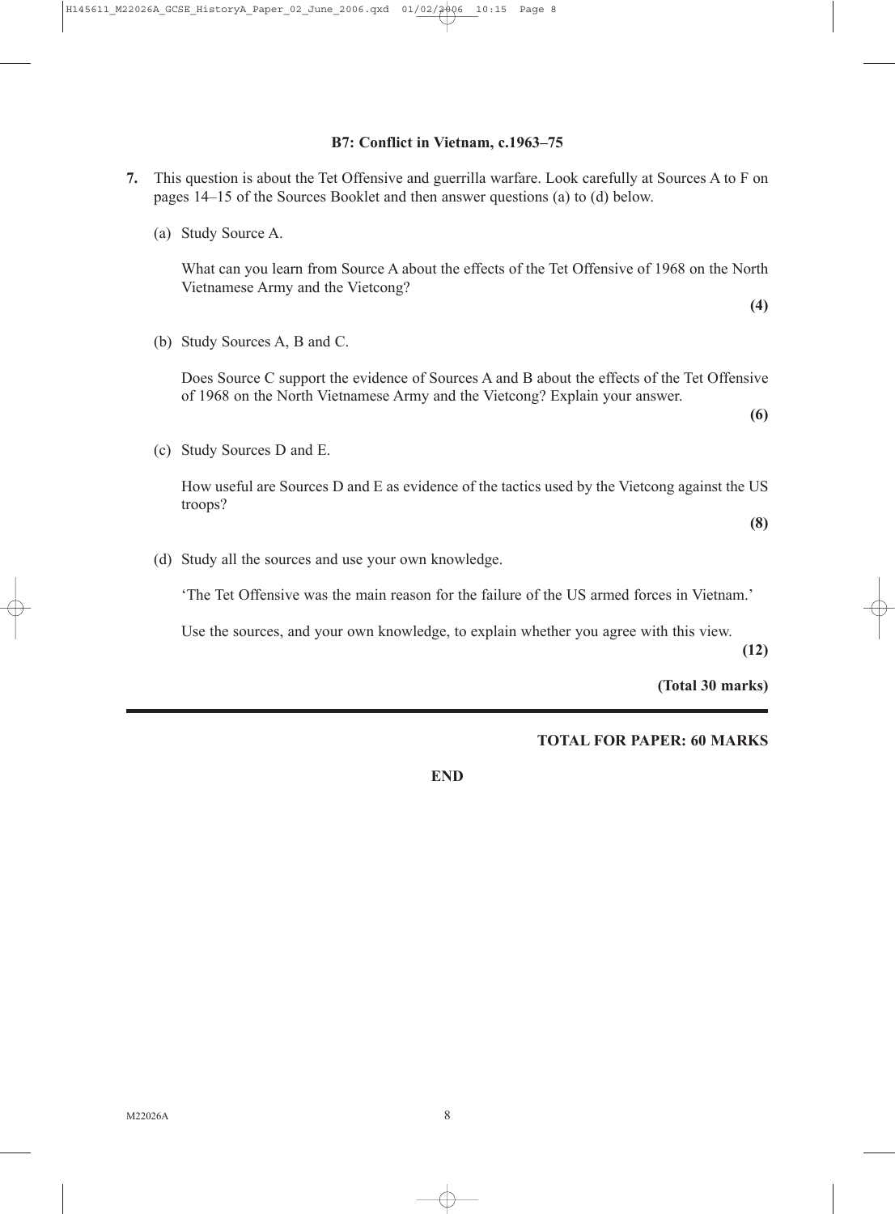## B7: Conflict in Vietnam, c.1963–75

**7.** This question is about the Tet Offensive and guerrilla warfare. Look carefully at Sources A to F on pages 14–15 of the Sources Booklet and then answer questions (a) to (d) below.

(a) Study Source A.

What can you learn from Source A about the effects of the Tet Offensive of 1968 on the North Vietnamese Army and the Vietcong?

**(4)**

(b) Study Sources A, B and C.

Does Source C support the evidence of Sources A and B about the effects of the Tet Offensive of 1968 on the North Vietnamese Army and the Vietcong? Explain your answer.

**(6)**

(c) Study Sources D and E.

How useful are Sources D and E as evidence of the tactics used by the Vietcong against the US troops?

**(8)**

(d) Study all the sources and use your own knowledge.

'The Tet Offensive was the main reason for the failure of the US armed forces in Vietnam.'

Use the sources, and your own knowledge, to explain whether you agree with this view.

**(12)**

**(Total 30 marks)**

---

**TOTAL FOR PAPER: 60 MARKS**

**END**